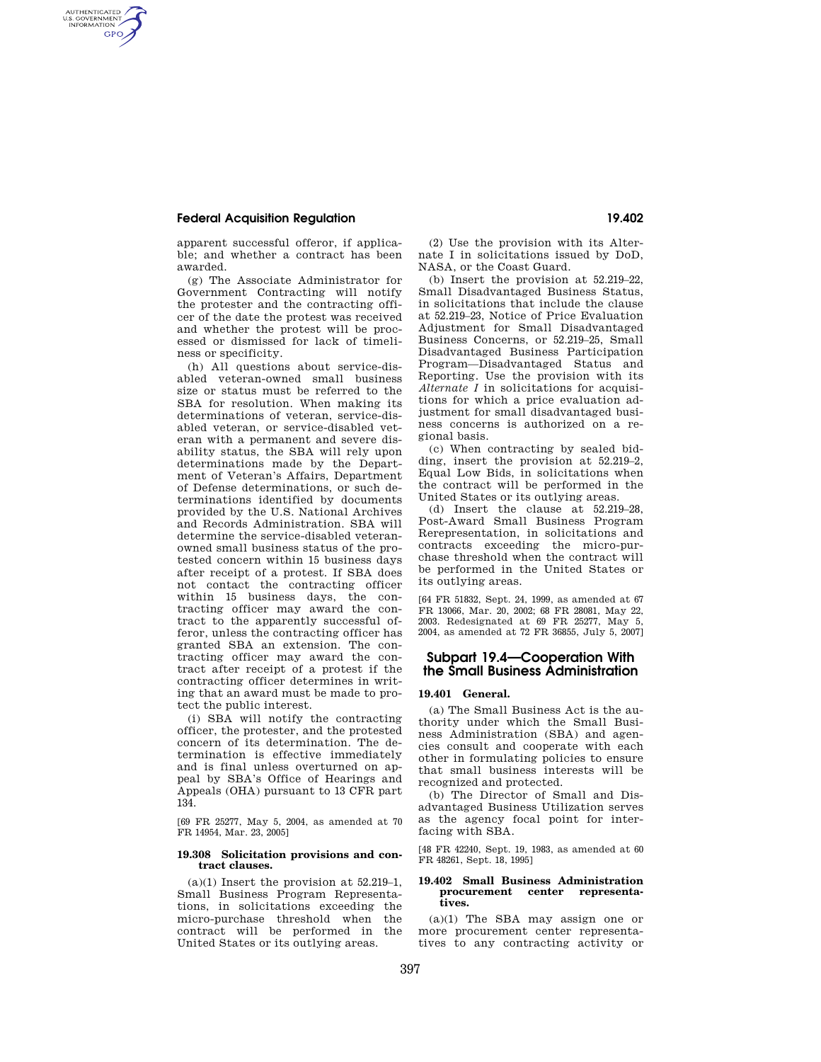apparent successful offeror, if applicable; and whether a contract has been awarded.

(g) The Associate Administrator for Government Contracting will notify the protester and the contracting officer of the date the protest was received and whether the protest will be processed or dismissed for lack of timeliness or specificity.

(h) All questions about service-disabled veteran-owned small business size or status must be referred to the SBA for resolution. When making its determinations of veteran, service-disabled veteran, or service-disabled veteran with a permanent and severe disability status, the SBA will rely upon determinations made by the Department of Veteran's Affairs, Department of Defense determinations, or such determinations identified by documents provided by the U.S. National Archives and Records Administration. SBA will determine the service-disabled veteran-owned small business status of the protested concern within 15 business days after receipt of a protest. If SBA does not contact the contracting officer within 15 business days, the contracting officer may award the contract to the apparently successful offeror, unless the contracting officer has granted SBA an extension. The contracting officer may award the contract after receipt of a protest if the contracting officer determines in writing that an award must be made to protect the public interest.

(i) SBA will notify the contracting officer, the protester, and the protested concern of its determination. The determination is effective immediately and is final unless overturned on appeal by SBA's Office of Hearings and Appeals (OHA) pursuant to 13 CFR part 134.

[69 FR 25277, May 5, 2004, as amended at 70 FR 14954, Mar. 23, 2005]

### 19.308 Solicitation provisions and contract clauses.

(a)(1) Insert the provision at 52.219–1, Small Business Program Representations, in solicitations exceeding the micro-purchase threshold when the contract will be performed in the United States or its outlying areas.

(2) Use the provision with its Alternate I in solicitations issued by DoD, NASA, or the Coast Guard.

(b) Insert the provision at 52.219–22, Small Disadvantaged Business Status, in solicitations that include the clause at 52.219–23, Notice of Price Evaluation Adjustment for Small Disadvantaged Business Concerns, or 52.219–25, Small Disadvantaged Business Participation Program—Disadvantaged Status and Reporting. Use the provision with its *Alternate I* in solicitations for acquisitions for which a price evaluation adjustment for small disadvantaged business concerns is authorized on a regional basis.

(c) When contracting by sealed bidding, insert the provision at 52.219–2, Equal Low Bids, in solicitations when the contract will be performed in the United States or its outlying areas.

(d) Insert the clause at 52.219–28, Post-Award Small Business Program Rerepresentation, in solicitations and contracts exceeding the micro-purchase threshold when the contract will be performed in the United States or its outlying areas.

[64 FR 51832, Sept. 24, 1999, as amended at 67 FR 13066, Mar. 20, 2002; 68 FR 28081, May 22, 2003. Redesignated at 69 FR 25277, May 5, 2004, as amended at 72 FR 36855, July 5, 2007]

## Subpart 19.4—Cooperation With the Small Business Administration

### 19.401 General.

(a) The Small Business Act is the authority under which the Small Business Administration (SBA) and agencies consult and cooperate with each other in formulating policies to ensure that small business interests will be recognized and protected.

(b) The Director of Small and Disadvantaged Business Utilization serves as the agency focal point for interfacing with SBA.

[48 FR 42240, Sept. 19, 1983, as amended at 60 FR 48261, Sept. 18, 1995]

### 19.402 Small Business Administration procurement center representatives.

(a)(1) The SBA may assign one or more procurement center representatives to any contracting activity or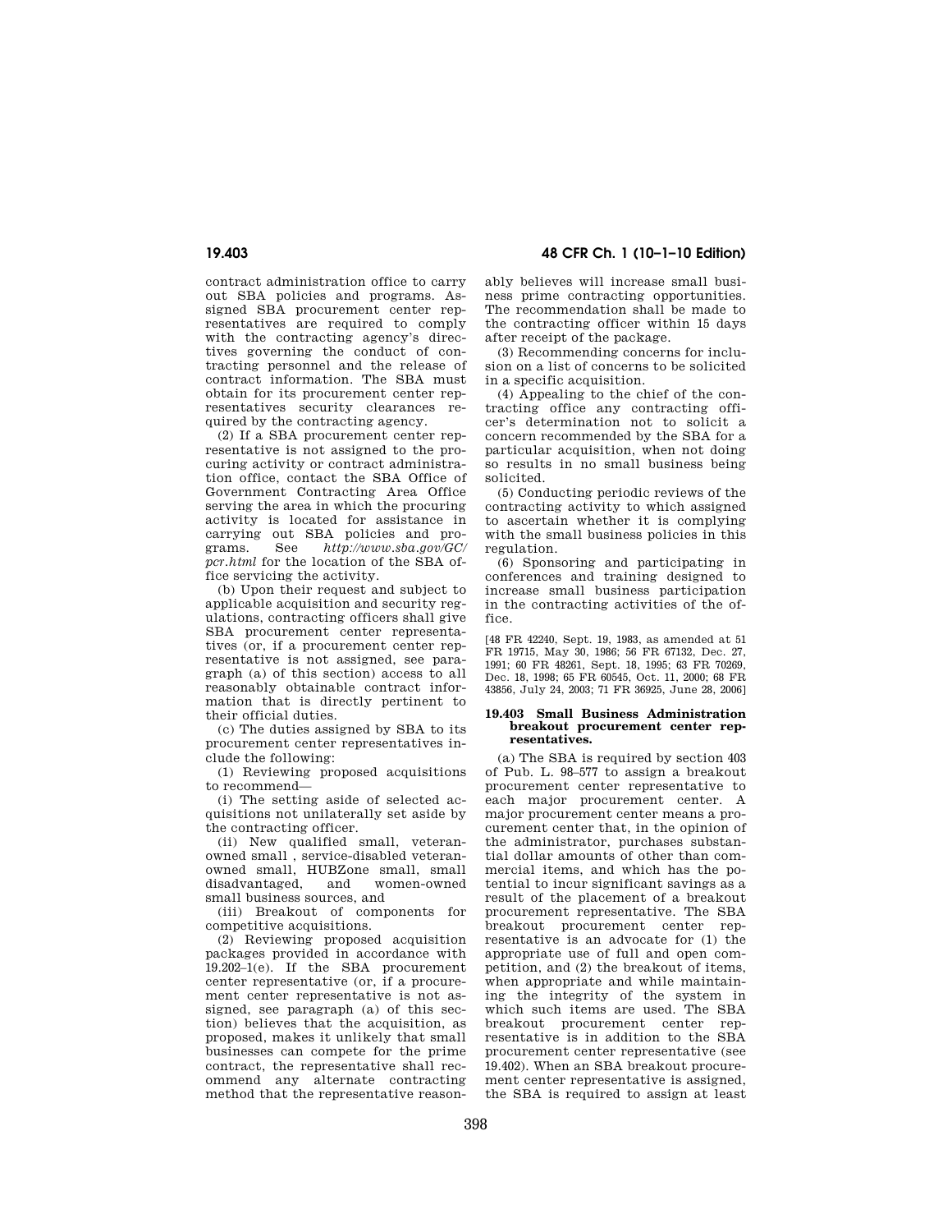contract administration office to carry out SBA policies and programs. Assigned SBA procurement center representatives are required to comply with the contracting agency's directives governing the conduct of contracting personnel and the release of contract information. The SBA must obtain for its procurement center representatives security clearances required by the contracting agency.

(2) If a SBA procurement center representative is not assigned to the procuring activity or contract administration office, contact the SBA Office of Government Contracting Area Office serving the area in which the procuring activity is located for assistance in carrying out SBA policies and programs. See *http://www.sba.gov/GC/pcr.html* for the location of the SBA office servicing the activity.

(b) Upon their request and subject to applicable acquisition and security regulations, contracting officers shall give SBA procurement center representatives (or, if a procurement center representative is not assigned, see paragraph (a) of this section) access to all reasonably obtainable contract information that is directly pertinent to their official duties.

(c) The duties assigned by SBA to its procurement center representatives include the following:

(1) Reviewing proposed acquisitions to recommend—

(i) The setting aside of selected acquisitions not unilaterally set aside by the contracting officer.

(ii) New qualified small, veteran-owned small , service-disabled veteran-owned small, HUBZone small, small disadvantaged, and women-owned small business sources, and

(iii) Breakout of components for competitive acquisitions.

(2) Reviewing proposed acquisition packages provided in accordance with 19.202–1(e). If the SBA procurement center representative (or, if a procurement center representative is not assigned, see paragraph (a) of this section) believes that the acquisition, as proposed, makes it unlikely that small businesses can compete for the prime contract, the representative shall recommend any alternate contracting method that the representative reasonably believes will increase small business prime contracting opportunities. The recommendation shall be made to the contracting officer within 15 days after receipt of the package.

(3) Recommending concerns for inclusion on a list of concerns to be solicited in a specific acquisition.

(4) Appealing to the chief of the contracting office any contracting officer's determination not to solicit a concern recommended by the SBA for a particular acquisition, when not doing so results in no small business being solicited.

(5) Conducting periodic reviews of the contracting activity to which assigned to ascertain whether it is complying with the small business policies in this regulation.

(6) Sponsoring and participating in conferences and training designed to increase small business participation in the contracting activities of the office.

[48 FR 42240, Sept. 19, 1983, as amended at 51 FR 19715, May 30, 1986; 56 FR 67132, Dec. 27, 1991; 60 FR 48261, Sept. 18, 1995; 63 FR 70269, Dec. 18, 1998; 65 FR 60545, Oct. 11, 2000; 68 FR 43856, July 24, 2003; 71 FR 36925, June 28, 2006]

### 19.403 Small Business Administration breakout procurement center representatives.

(a) The SBA is required by section 403 of Pub. L. 98–577 to assign a breakout procurement center representative to each major procurement center. A major procurement center means a procurement center that, in the opinion of the administrator, purchases substantial dollar amounts of other than commercial items, and which has the potential to incur significant savings as a result of the placement of a breakout procurement representative. The SBA breakout procurement center representative is an advocate for (1) the appropriate use of full and open competition, and (2) the breakout of items, when appropriate and while maintaining the integrity of the system in which such items are used. The SBA breakout procurement center representative is in addition to the SBA procurement center representative (see 19.402). When an SBA breakout procurement center representative is assigned, the SBA is required to assign at least